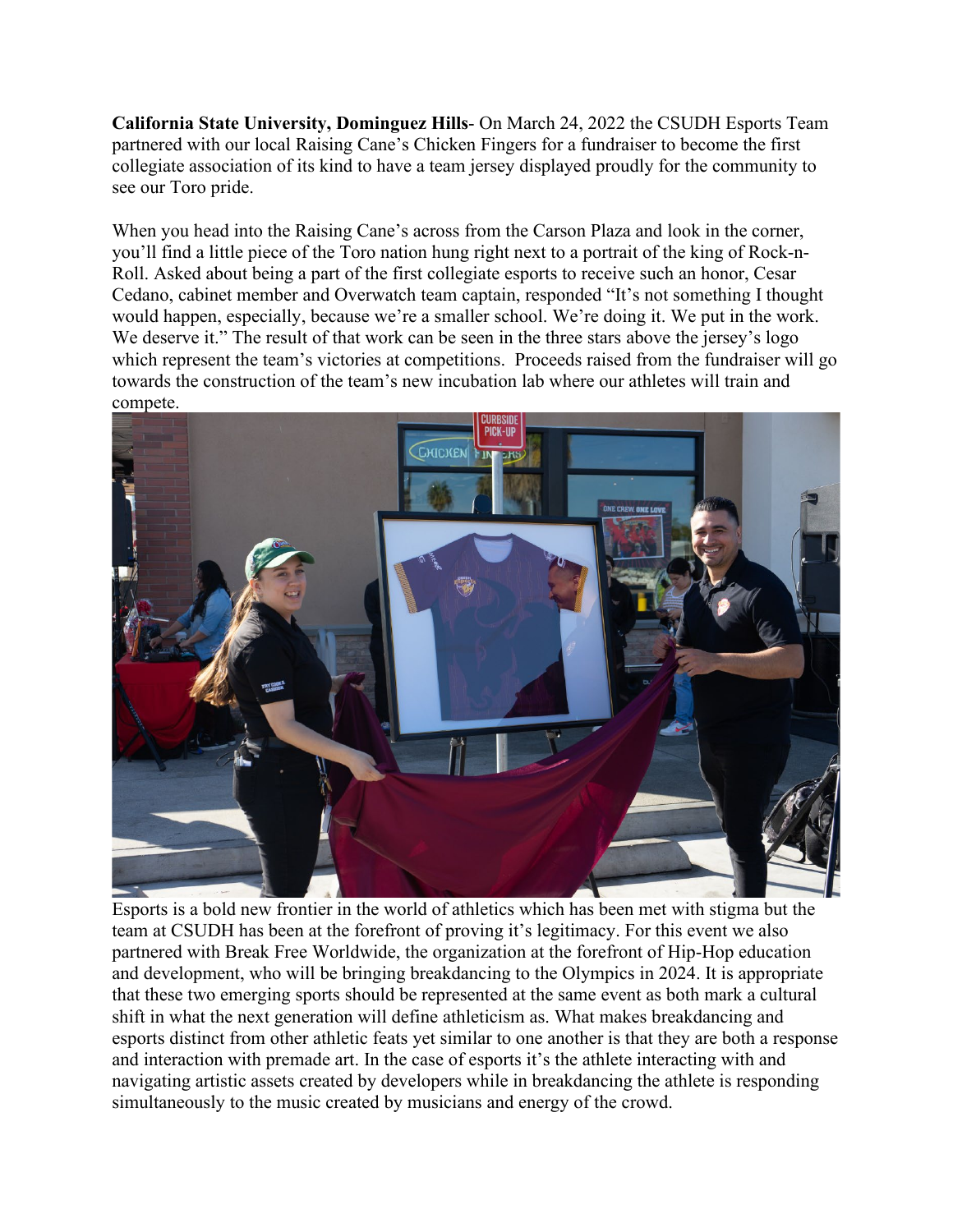**California State University, Dominguez Hills**- On March 24, 2022 the CSUDH Esports Team partnered with our local Raising Cane's Chicken Fingers for a fundraiser to become the first collegiate association of its kind to have a team jersey displayed proudly for the community to see our Toro pride.

When you head into the Raising Cane's across from the Carson Plaza and look in the corner, you'll find a little piece of the Toro nation hung right next to a portrait of the king of Rock-n-Roll. Asked about being a part of the first collegiate esports to receive such an honor, Cesar Cedano, cabinet member and Overwatch team captain, responded "It's not something I thought would happen, especially, because we're a smaller school. We're doing it. We put in the work. We deserve it." The result of that work can be seen in the three stars above the jersey's logo which represent the team's victories at competitions. Proceeds raised from the fundraiser will go towards the construction of the team's new incubation lab where our athletes will train and compete.

Esports is a bold new frontier in the world of athletics which has been met with stigma but the team at CSUDH has been at the forefront of proving it's legitimacy. For this event we also partnered with Break Free Worldwide, the organization at the forefront of Hip-Hop education and development, who will be bringing breakdancing to the Olympics in 2024. It is appropriate that these two emerging sports should be represented at the same event as both mark a cultural shift in what the next generation will define athleticism as. What makes breakdancing and esports distinct from other athletic feats yet similar to one another is that they are both a response and interaction with premade art. In the case of esports it's the athlete interacting with and navigating artistic assets created by developers while in breakdancing the athlete is responding simultaneously to the music created by musicians and energy of the crowd.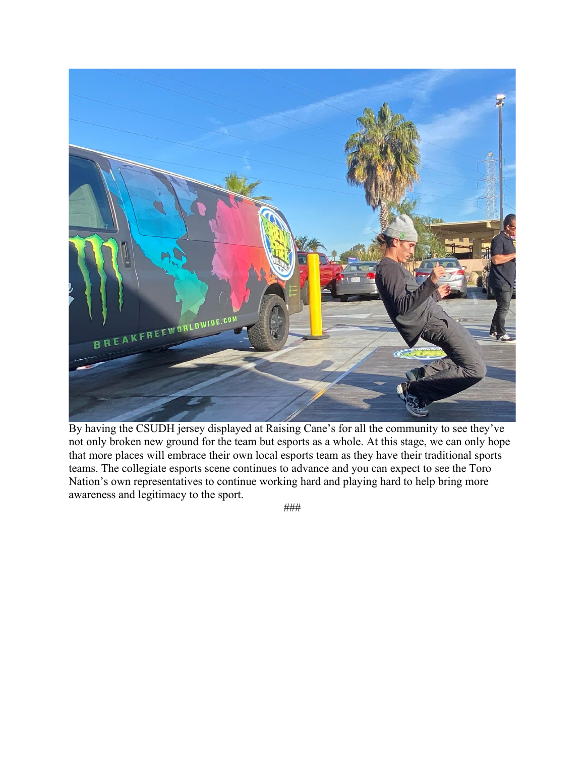By having the CSUDH jersey displayed at Raising Cane's for all the community to see they've not only broken new ground for the team but esports as a whole. At this stage, we can only hope that more places will embrace their own local esports team as they have their traditional sports teams. The collegiate esports scene continues to advance and you can expect to see the Toro Nation's own representatives to continue working hard and playing hard to help bring more awareness and legitimacy to the sport.

###